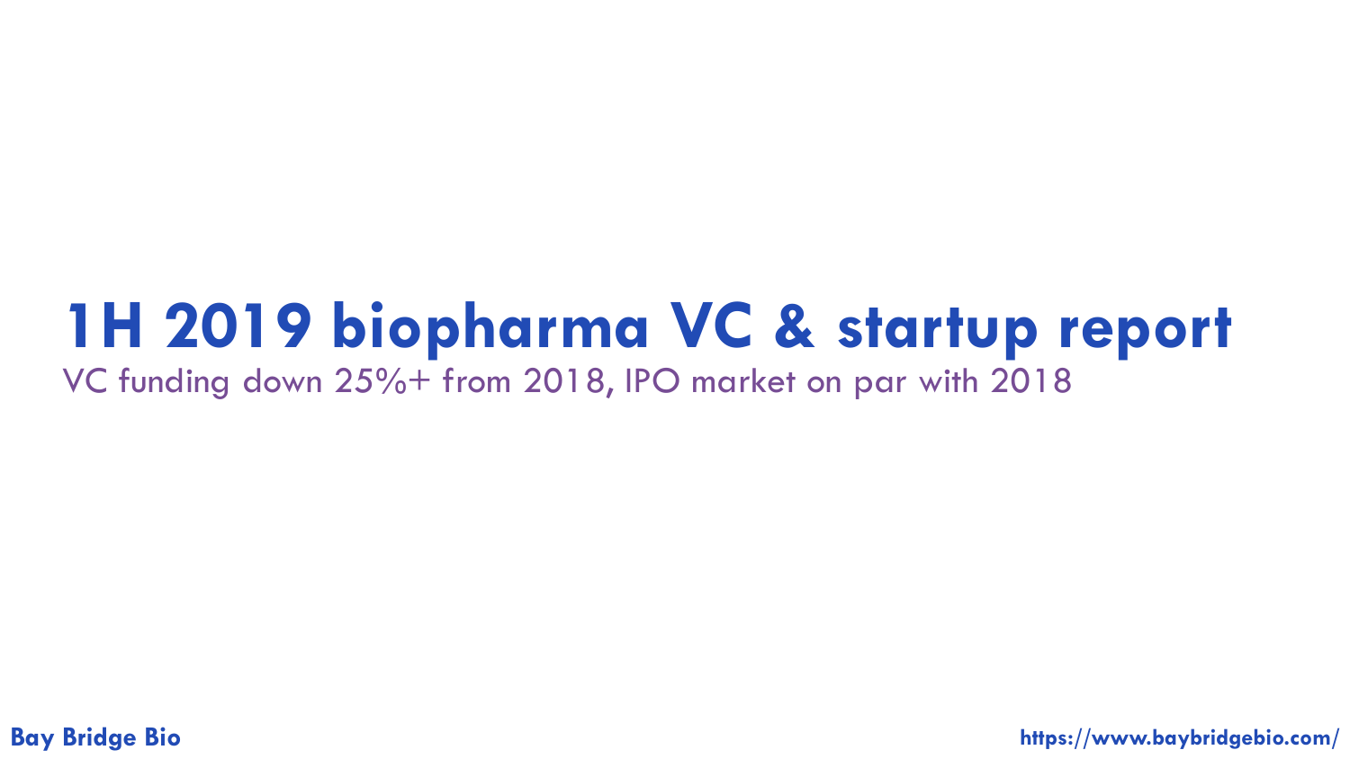# 1H 2019 biopharma VC & startup report

VC funding down 25%+ from 2018, IPO market on par with 2018

Bay Bridge Bio

https://www.baybridgebio.com/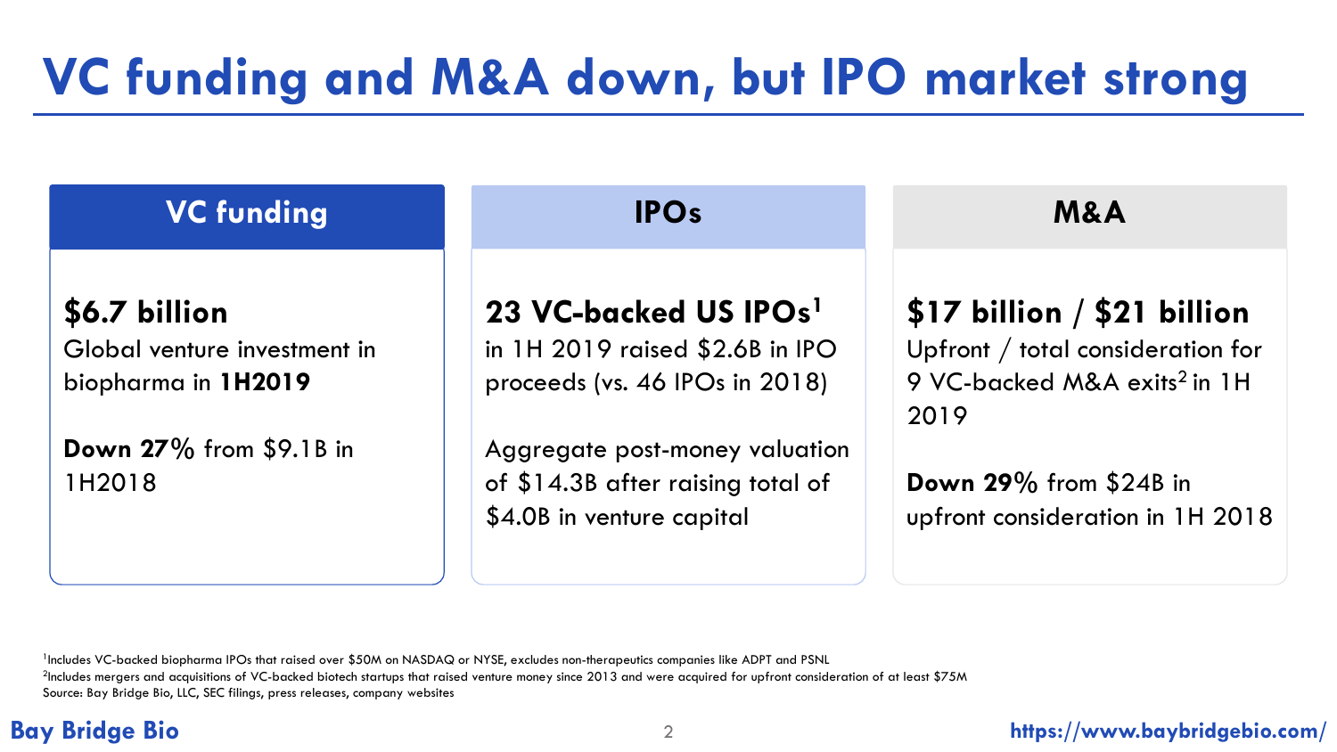# VC funding and M&A down, but IPO market strong

## VC funding

**$6.7 billion**
Global venture investment in biopharma in **1H2019**

**Down 27%** from $9.1B in 1H2018

## IPOs

**23 VC-backed US IPOs[1]**
in 1H 2019 raised $2.6B in IPO proceeds (vs. 46 IPOs in 2018)

Aggregate post-money valuation of $14.3B after raising total of $4.0B in venture capital

## M&A

**$17 billion / $21 billion**
Upfront / total consideration for 9 VC-backed M&A exits[2] in 1H 2019

**Down 29%** from $24B in upfront consideration in 1H 2018

[1]Includes VC-backed biopharma IPOs that raised over $50M on NASDAQ or NYSE, excludes non-therapeutics companies like ADPT and PSNL
[2]Includes mergers and acquisitions of VC-backed biotech startups that raised venture money since 2013 and were acquired for upfront consideration of at least $75M
Source: Bay Bridge Bio, LLC, SEC filings, press releases, company websites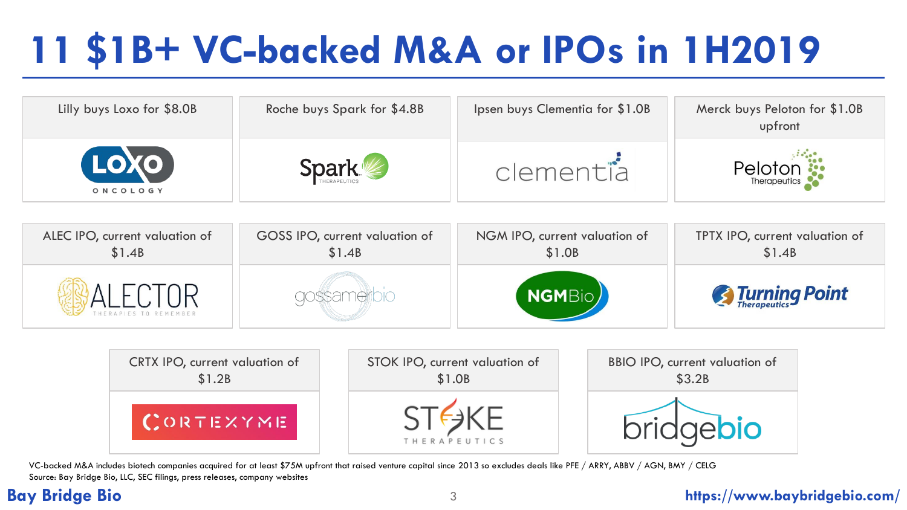# 11 $1B+ VC-backed M&A or IPOs in 1H2019

- Lilly buys Loxo for $8.0B — LOXO ONCOLOGY
- Roche buys Spark for $4.8B — Spark THERAPEUTICS
- Ipsen buys Clementia for $1.0B — clementia
- Merck buys Peloton for $1.0B upfront — Peloton Therapeutics
- ALEC IPO, current valuation of $1.4B — ALECTOR THERAPIES TO REMEMBER
- GOSS IPO, current valuation of $1.4B — gossamerbio
- NGM IPO, current valuation of $1.0B — NGMBio
- TPTX IPO, current valuation of $1.4B — Turning Point Therapeutics
- CRTX IPO, current valuation of $1.2B — CORTEXYME
- STOK IPO, current valuation of $1.0B — STOKE THERAPEUTICS
- BBIO IPO, current valuation of $3.2B — bridgebio

VC-backed M&A includes biotech companies acquired for at least $75M upfront that raised venture capital since 2013 so excludes deals like PFE / ARRY, ABBV / AGN, BMY / CELG

Source: Bay Bridge Bio, LLC, SEC filings, press releases, company websites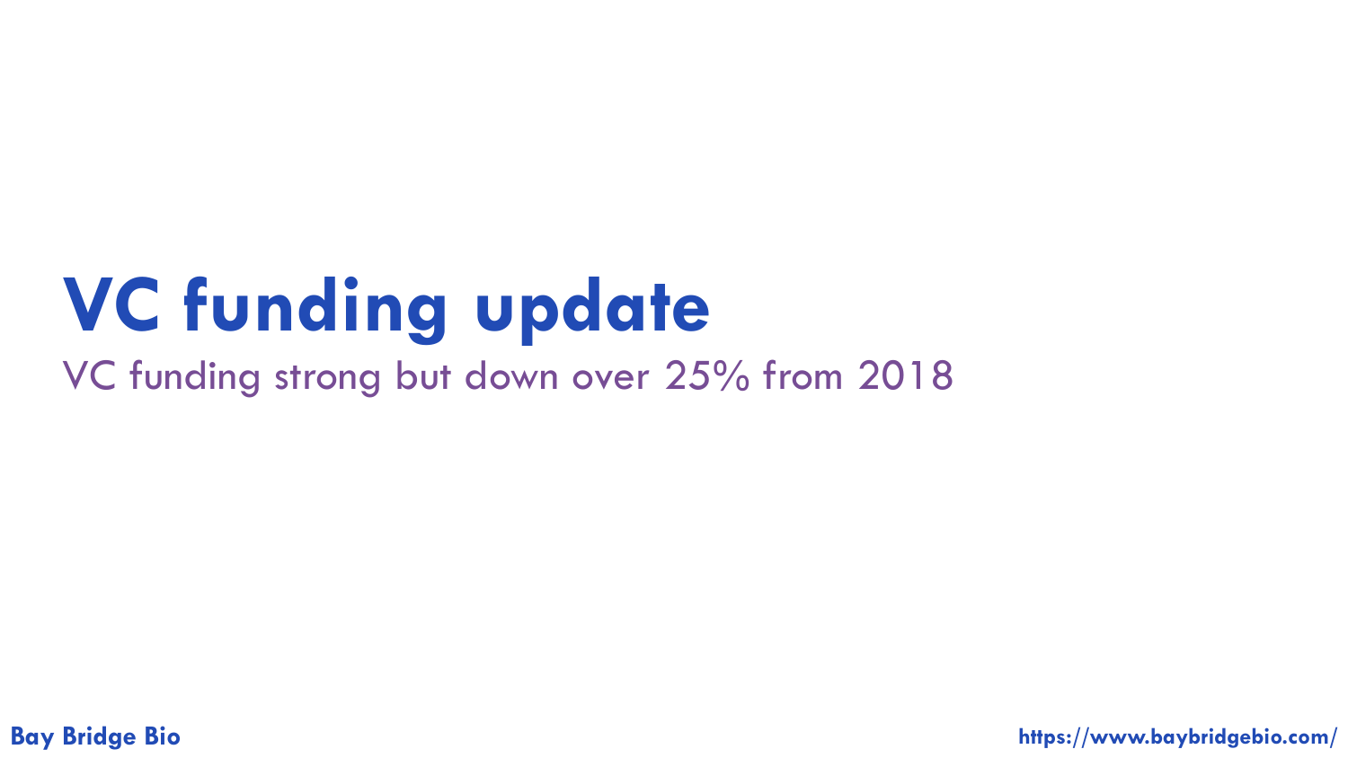# VC funding update

VC funding strong but down over 25% from 2018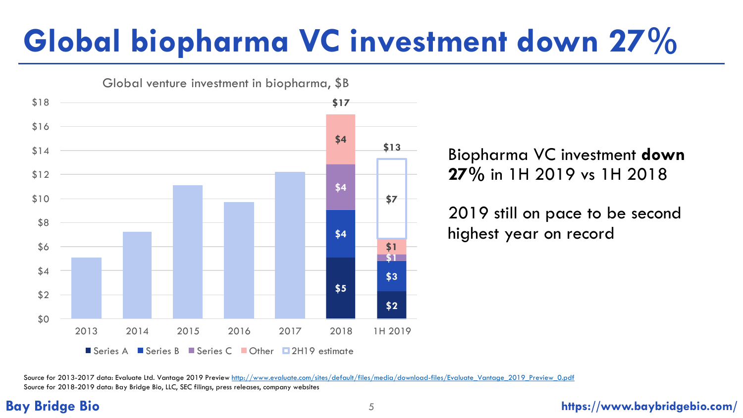# Global biopharma VC investment down 27%

Global venture investment in biopharma, $B

| Year | Total | Series A | Series B | Series C | Other | 2H19 estimate |
|---|---|---|---|---|---|---|
| 2013 | | | | | | |
| 2014 | | | | | | |
| 2015 | | | | | | |
| 2016 | | | | | | |
| 2017 | | | | | | |
| 2018 | $17 | $5 | $4 | $4 | $4 | |
| 1H 2019 | $13 | $2 | $3 | $1 | $1 | $7 |

Biopharma VC investment **down 27%** in 1H 2019 vs 1H 2018

2019 still on pace to be second highest year on record

Source for 2013-2017 data: Evaluate Ltd. Vantage 2019 Preview http://www.evaluate.com/sites/default/files/media/download-files/Evaluate_Vantage_2019_Preview_0.pdf

Source for 2018-2019 data: Bay Bridge Bio, LLC, SEC filings, press releases, company websites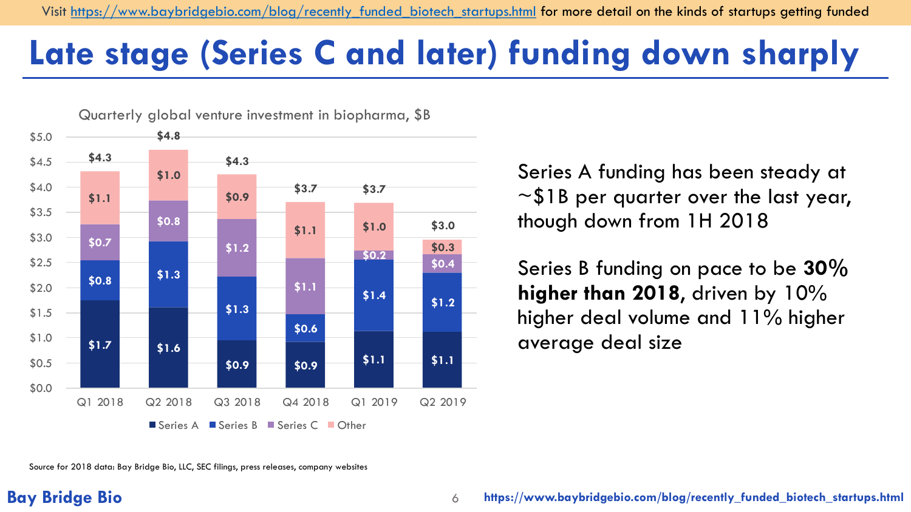Visit https://www.baybridgebio.com/blog/recently_funded_biotech_startups.html for more detail on the kinds of startups getting funded

# Late stage (Series C and later) funding down sharply

Quarterly global venture investment in biopharma, $B

| | Q1 2018 | Q2 2018 | Q3 2018 | Q4 2018 | Q1 2019 | Q2 2019 |
|---|---|---|---|---|---|---|
| Series A | $1.7 | $1.6 | $0.9 | $0.9 | $1.1 | $1.1 |
| Series B | $0.8 | $1.3 | $1.3 | $0.6 | $1.4 | $1.2 |
| Series C | $0.7 | $0.8 | $1.2 | $1.1 | $0.2 | $0.4 |
| Other | $1.1 | $1.0 | $0.9 | $1.1 | $1.0 | $0.3 |
| Total | $4.3 | $4.8 | $4.3 | $3.7 | $3.7 | $3.0 |

Series A funding has been steady at ~$1B per quarter over the last year, though down from 1H 2018

Series B funding on pace to be **30% higher than 2018**, driven by 10% higher deal volume and 11% higher average deal size

Source for 2018 data: Bay Bridge Bio, LLC, SEC filings, press releases, company websites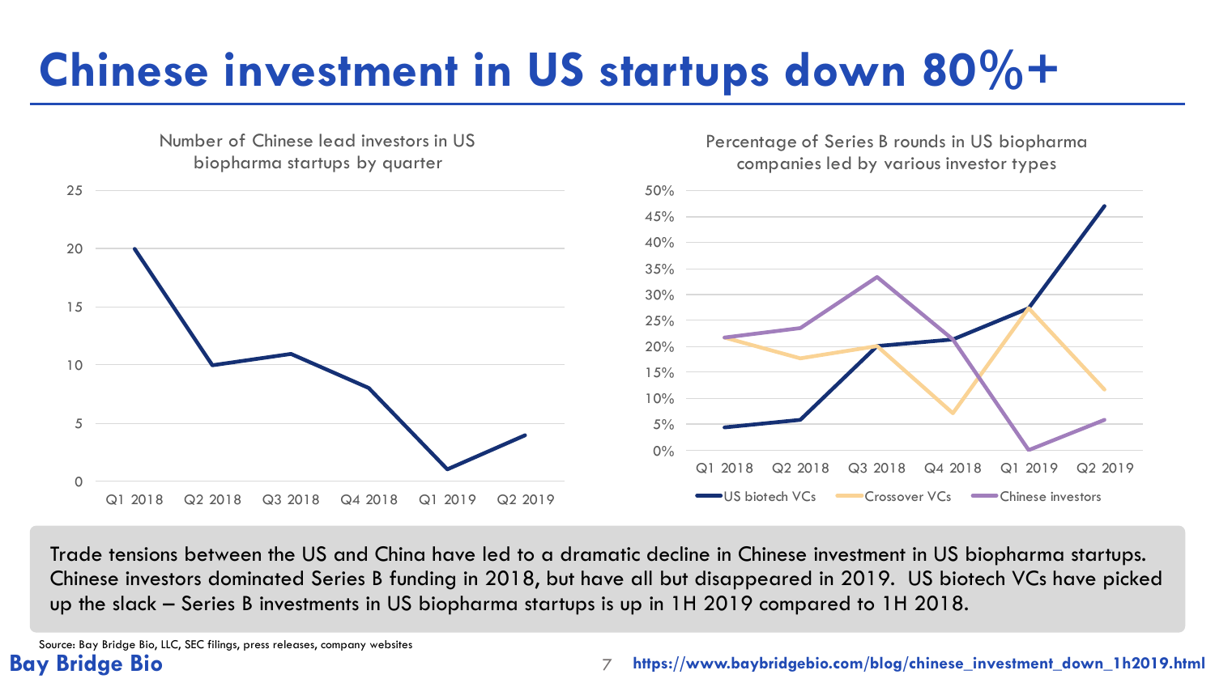# Chinese investment in US startups down 80%+

Number of Chinese lead investors in US biopharma startups by quarter

Percentage of Series B rounds in US biopharma companies led by various investor types

Trade tensions between the US and China have led to a dramatic decline in Chinese investment in US biopharma startups. Chinese investors dominated Series B funding in 2018, but have all but disappeared in 2019. US biotech VCs have picked up the slack – Series B investments in US biopharma startups is up in 1H 2019 compared to 1H 2018.

Source: Bay Bridge Bio, LLC, SEC filings, press releases, company websites

Bay Bridge Bio

https://www.baybridgebio.com/blog/chinese_investment_down_1h2019.html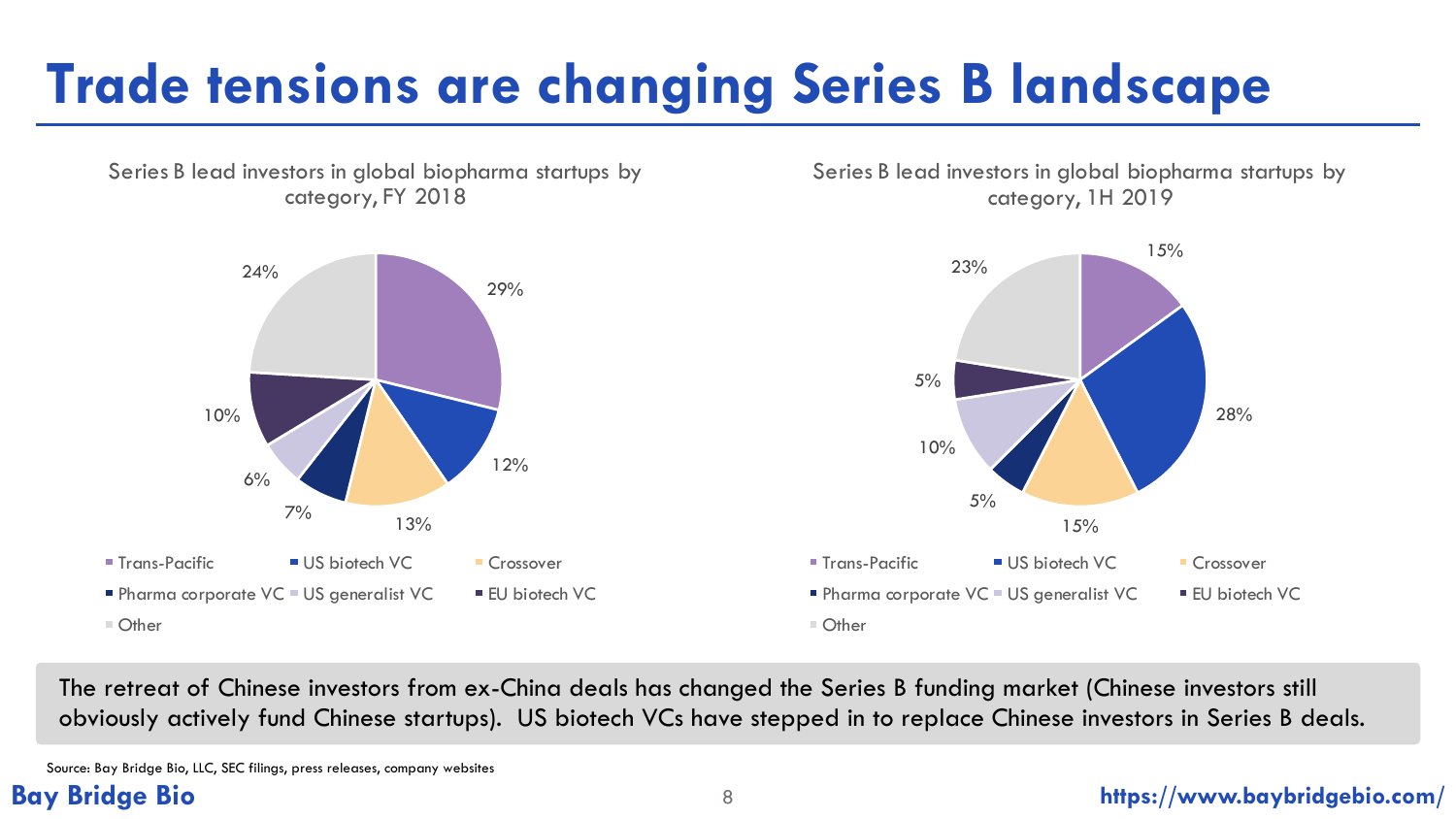# Trade tensions are changing Series B landscape

**Series B lead investors in global biopharma startups by category, FY 2018**

| Category | Share |
| --- | --- |
| Trans-Pacific | 29% |
| US biotech VC | 12% |
| Crossover | 13% |
| Pharma corporate VC | 7% |
| US generalist VC | 6% |
| EU biotech VC | 10% |
| Other | 24% |

**Series B lead investors in global biopharma startups by category, 1H 2019**

| Category | Share |
| --- | --- |
| Trans-Pacific | 15% |
| US biotech VC | 28% |
| Crossover | 15% |
| Pharma corporate VC | 5% |
| US generalist VC | 10% |
| EU biotech VC | 5% |
| Other | 23% |

The retreat of Chinese investors from ex-China deals has changed the Series B funding market (Chinese investors still obviously actively fund Chinese startups). US biotech VCs have stepped in to replace Chinese investors in Series B deals.

Source: Bay Bridge Bio, LLC, SEC filings, press releases, company websites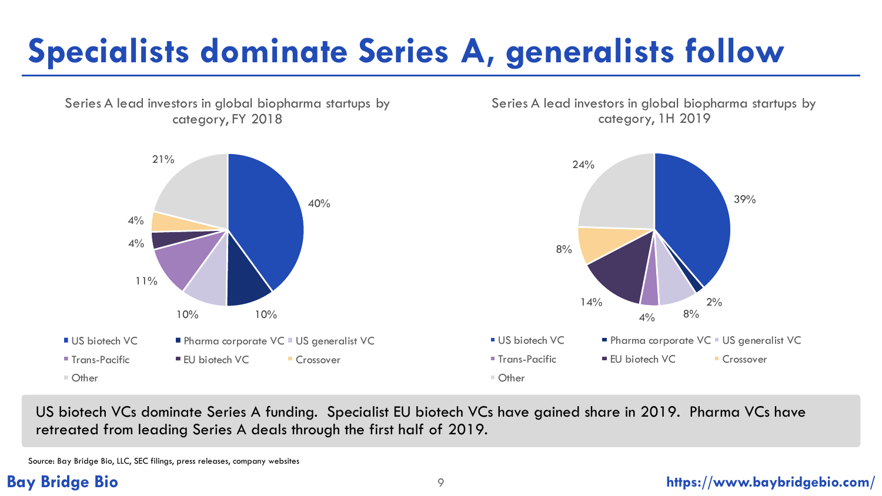# Specialists dominate Series A, generalists follow

**Series A lead investors in global biopharma startups by category, FY 2018**

| Category | Share |
| --- | --- |
| US biotech VC | 40% |
| Pharma corporate VC | 10% |
| US generalist VC | 10% |
| Trans-Pacific | 11% |
| EU biotech VC | 4% |
| Crossover | 4% |
| Other | 21% |

**Series A lead investors in global biopharma startups by category, 1H 2019**

| Category | Share |
| --- | --- |
| US biotech VC | 39% |
| Pharma corporate VC | 2% |
| US generalist VC | 8% |
| Trans-Pacific | 4% |
| EU biotech VC | 14% |
| Crossover | 8% |
| Other | 24% |

US biotech VCs dominate Series A funding. Specialist EU biotech VCs have gained share in 2019. Pharma VCs have retreated from leading Series A deals through the first half of 2019.

Source: Bay Bridge Bio, LLC, SEC filings, press releases, company websites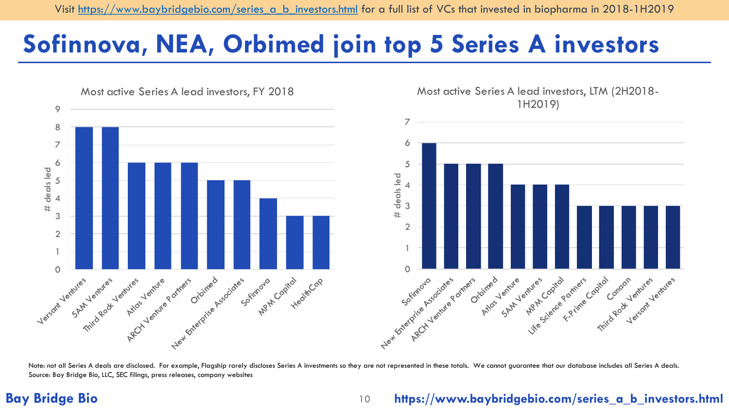Visit https://www.baybridgebio.com/series_a_b_investors.html for a full list of VCs that invested in biopharma in 2018-1H2019

# Sofinnova, NEA, Orbimed join top 5 Series A investors

**Most active Series A lead investors, FY 2018**

| Investor | # deals led |
|---|---|
| Versant Ventures | 8 |
| 5AM Ventures | 8 |
| Third Rock Ventures | 6 |
| Atlas Venture | 6 |
| ARCH Venture Partners | 6 |
| Orbimed | 5 |
| New Enterprise Associates | 5 |
| Sofinnova | 4 |
| MPM Capital | 3 |
| HealthCap | 3 |

**Most active Series A lead investors, LTM (2H2018-1H2019)**

| Investor | # deals led |
|---|---|
| Sofinnova | 6 |
| New Enterprise Associates | 5 |
| ARCH Venture Partners | 5 |
| Orbimed | 5 |
| Atlas Venture | 4 |
| 5AM Ventures | 4 |
| MPM Capital | 4 |
| Life Science Partners | 3 |
| F-Prime Capital | 3 |
| Canaan | 3 |
| Third Rock Ventures | 3 |
| Versant Ventures | 3 |

Note: not all Series A deals are disclosed. For example, Flagship rarely discloses Series A investments so they are not represented in these totals. We cannot guarantee that our database includes all Series A deals.
Source: Bay Bridge Bio, LLC, SEC filings, press releases, company websites

Bay Bridge Bio

https://www.baybridgebio.com/series_a_b_investors.html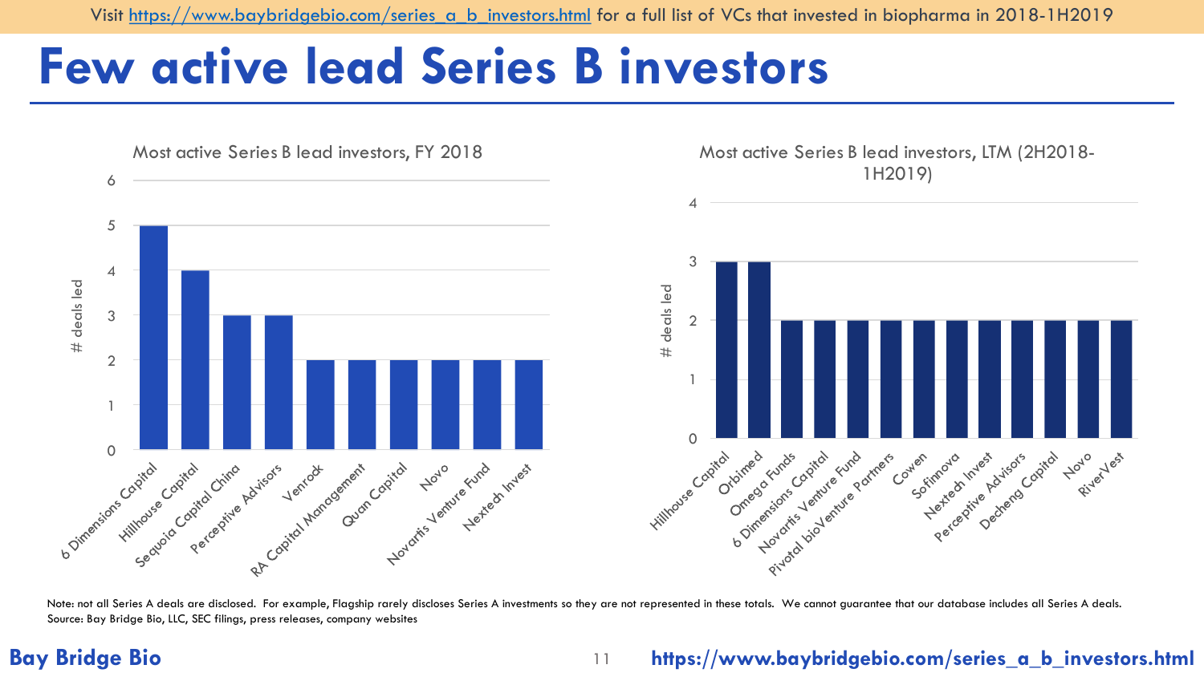Visit https://www.baybridgebio.com/series_a_b_investors.html for a full list of VCs that invested in biopharma in 2018-1H2019

# Few active lead Series B investors

**Most active Series B lead investors, FY 2018**

| Investor | # deals led |
|---|---|
| 6 Dimensions Capital | 5 |
| Hillhouse Capital | 4 |
| Sequoia Capital China | 3 |
| Perceptive Advisors | 3 |
| Venrock | 2 |
| RA Capital Management | 2 |
| Quan Capital | 2 |
| Novo | 2 |
| Novartis Venture Fund | 2 |
| Nextech Invest | 2 |

**Most active Series B lead investors, LTM (2H2018-1H2019)**

| Investor | # deals led |
|---|---|
| Hillhouse Capital | 3 |
| Orbimed | 3 |
| Omega Funds | 2 |
| 6 Dimensions Capital | 2 |
| Novartis Venture Fund | 2 |
| Pivotal bioVenture Partners | 2 |
| Cowen | 2 |
| Sofinnova | 2 |
| Nextech Invest | 2 |
| Perceptive Advisors | 2 |
| Decheng Capital | 2 |
| Novo | 2 |
| RiverVest | 2 |

Note: not all Series A deals are disclosed. For example, Flagship rarely discloses Series A investments so they are not represented in these totals. We cannot guarantee that our database includes all Series A deals.
Source: Bay Bridge Bio, LLC, SEC filings, press releases, company websites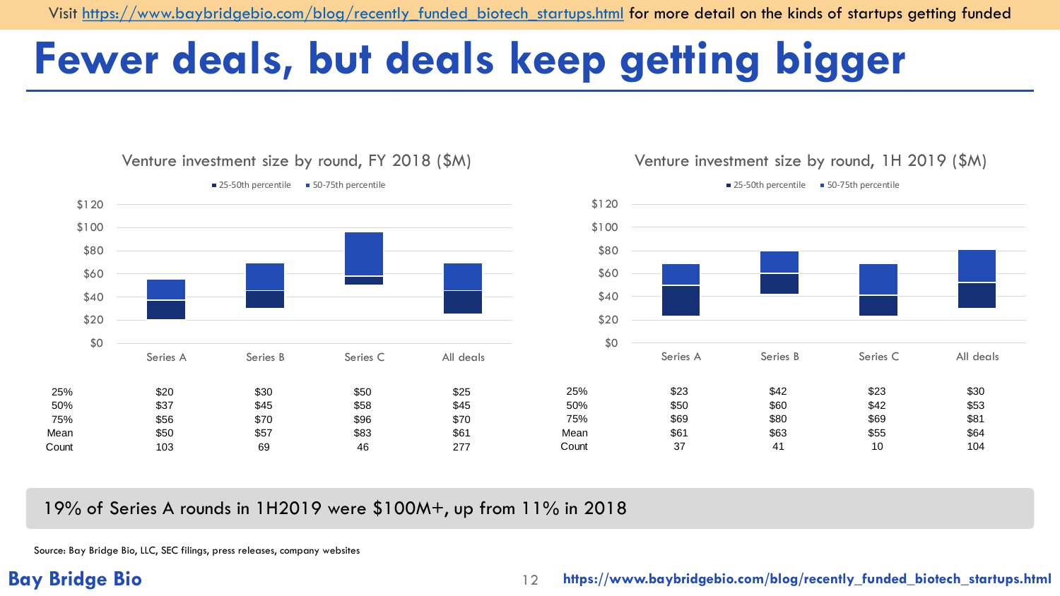Visit https://www.baybridgebio.com/blog/recently_funded_biotech_startups.html for more detail on the kinds of startups getting funded

# Fewer deals, but deals keep getting bigger

## Venture investment size by round, FY 2018 ($M)

■ 25-50th percentile ■ 50-75th percentile

| | Series A | Series B | Series C | All deals |
|---|---|---|---|---|
| 25% | $20 | $30 | $50 | $25 |
| 50% | $37 | $45 | $58 | $45 |
| 75% | $56 | $70 | $96 | $70 |
| Mean | $50 | $57 | $83 | $61 |
| Count | 103 | 69 | 46 | 277 |

## Venture investment size by round, 1H 2019 ($M)

■ 25-50th percentile ■ 50-75th percentile

| | Series A | Series B | Series C | All deals |
|---|---|---|---|---|
| 25% | $23 | $42 | $23 | $30 |
| 50% | $50 | $60 | $42 | $53 |
| 75% | $69 | $80 | $69 | $81 |
| Mean | $61 | $63 | $55 | $64 |
| Count | 37 | 41 | 10 | 104 |

19% of Series A rounds in 1H2019 were $100M+, up from 11% in 2018

Source: Bay Bridge Bio, LLC, SEC filings, press releases, company websites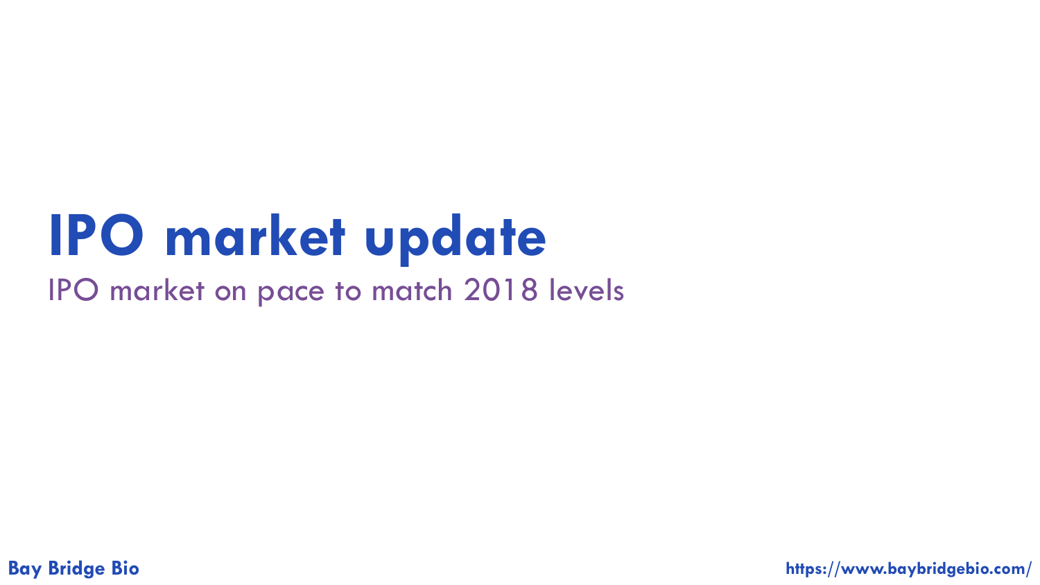# IPO market update

IPO market on pace to match 2018 levels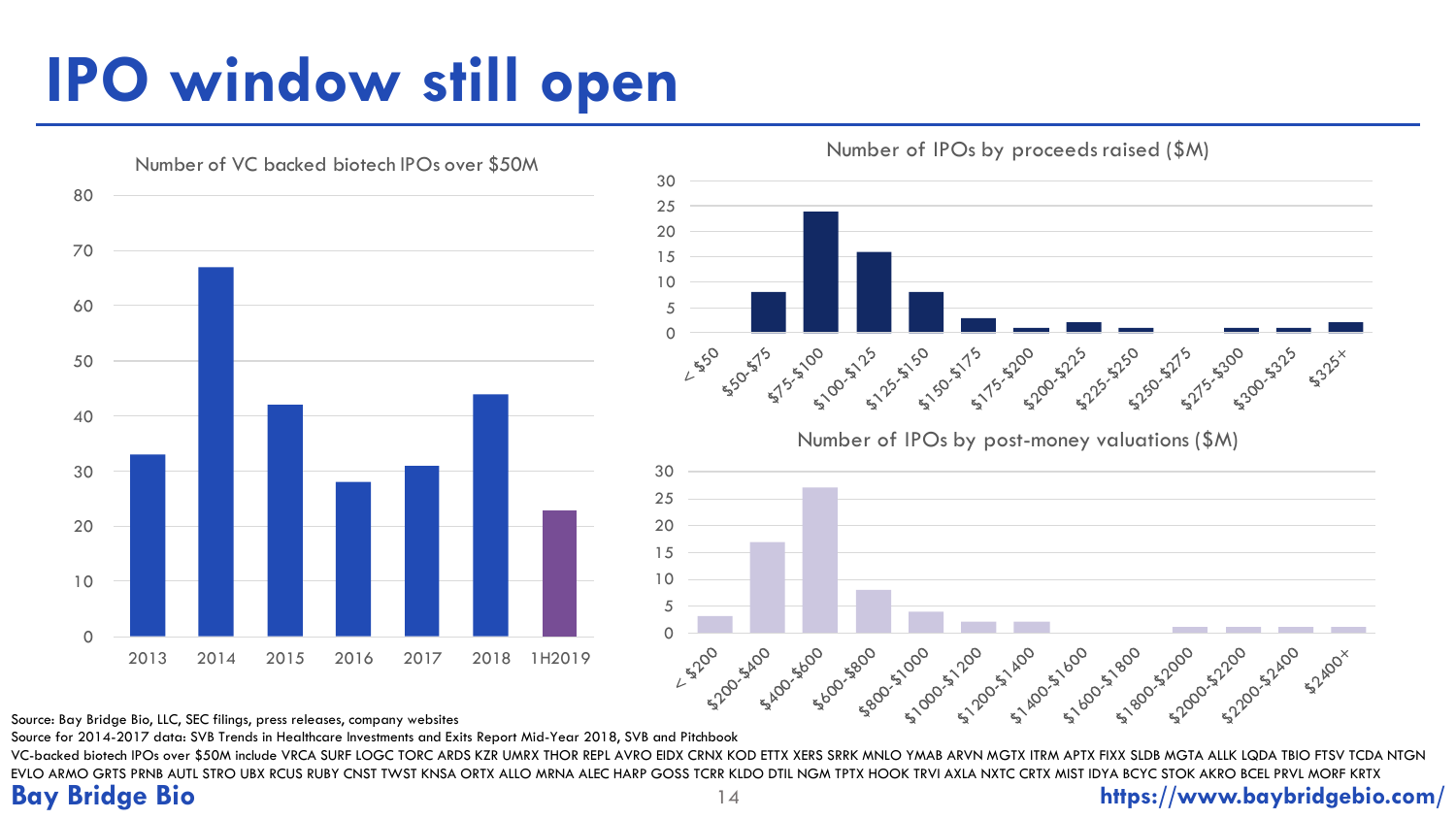# IPO window still open

**Number of VC backed biotech IPOs over $50M**

| Year | Number |
|---|---|
| 2013 | 33 |
| 2014 | 67 |
| 2015 | 42 |
| 2016 | 28 |
| 2017 | 31 |
| 2018 | 44 |
| 1H2019 | 23 |

**Number of IPOs by proceeds raised ($M)**

| Proceeds ($M) | Number |
|---|---|
| < $50 | 0 |
| $50-$75 | 8 |
| $75-$100 | 24 |
| $100-$125 | 16 |
| $125-$150 | 8 |
| $150-$175 | 3 |
| $175-$200 | 1 |
| $200-$225 | 2 |
| $225-$250 | 1 |
| $250-$275 | 0 |
| $275-$300 | 1 |
| $300-$325 | 1 |
| $325+ | 2 |

**Number of IPOs by post-money valuations ($M)**

| Valuation ($M) | Number |
|---|---|
| < $200 | 3 |
| $200-$400 | 17 |
| $400-$600 | 27 |
| $600-$800 | 8 |
| $800-$1000 | 4 |
| $1000-$1200 | 2 |
| $1200-$1400 | 2 |
| $1400-$1600 | 0 |
| $1600-$1800 | 0 |
| $1800-$2000 | 1 |
| $2000-$2200 | 1 |
| $2200-$2400 | 1 |
| $2400+ | 1 |

Source: Bay Bridge Bio, LLC, SEC filings, press releases, company websites

Source for 2014-2017 data: SVB Trends in Healthcare Investments and Exits Report Mid-Year 2018, SVB and Pitchbook

VC-backed biotech IPOs over $50M include VRCA SURF LOGC TORC ARDS KZR UMRX THOR REPL AVRO EIDX CRNX KOD ETTX XERS SRRK MNLO YMAB ARVN MGTX ITRM APTX FIXX SLDB MGTA ALLK LQDA TBIO FTSV TCDA NTGN EVLO ARMO GRTS PRNB AUTL STRO UBX RCUS RUBY CNST TWST KNSA ORTX ALLO MRNA ALEC HARP GOSS TCRR KLDO DTIL NGM TPTX HOOK TRVI AXLA NXTC CRTX MIST IDYA BCYC STOK AKRO BCEL PRVL MORF KRTX

**Bay Bridge Bio** https://www.baybridgebio.com/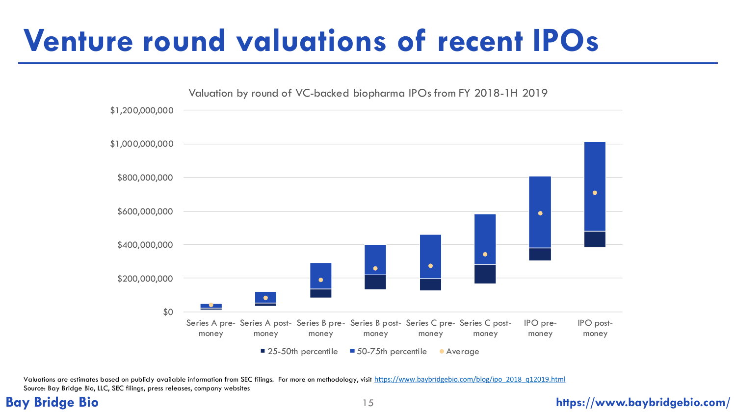# Venture round valuations of recent IPOs

Valuation by round of VC-backed biopharma IPOs from FY 2018-1H 2019

$1,200,000,000
$1,000,000,000
$800,000,000
$600,000,000
$400,000,000
$200,000,000
$0

Series A pre-money | Series A post-money | Series B pre-money | Series B post-money | Series C pre-money | Series C post-money | IPO pre-money | IPO post-money

■ 25-50th percentile ■ 50-75th percentile ● Average

Valuations are estimates based on publicly available information from SEC filings. For more on methodology, visit https://www.baybridgebio.com/blog/ipo_2018_q12019.html
Source: Bay Bridge Bio, LLC, SEC filings, press releases, company websites

**Bay Bridge Bio** https://www.baybridgebio.com/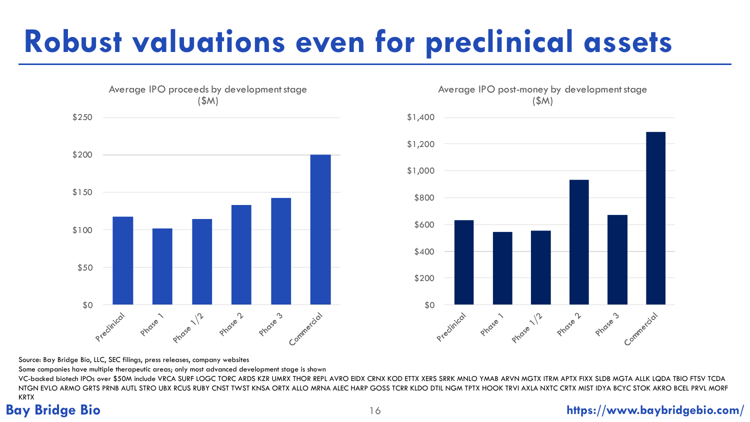# Robust valuations even for preclinical assets

**Average IPO proceeds by development stage ($M)**

| Development stage | Average IPO proceeds ($M) |
|---|---|
| Preclinical | ~$117 |
| Phase 1 | ~$101 |
| Phase 1/2 | ~$114 |
| Phase 2 | ~$133 |
| Phase 3 | ~$142 |
| Commercial | ~$200 |

**Average IPO post-money by development stage ($M)**

| Development stage | Average IPO post-money ($M) |
|---|---|
| Preclinical | ~$630 |
| Phase 1 | ~$545 |
| Phase 1/2 | ~$555 |
| Phase 2 | ~$930 |
| Phase 3 | ~$670 |
| Commercial | ~$1,290 |

Source: Bay Bridge Bio, LLC, SEC filings, press releases, company websites

Some companies have multiple therapeutic areas; only most advanced development stage is shown

VC-backed biotech IPOs over $50M include VRCA SURF LOGC TORC ARDS KZR UMRX THOR REPL AVRO EIDX CRNX KOD ETTX XERS SRRK MNLO YMAB ARVN MGTX ITRM APTX FIXX SLDB MGTA ALLK LQDA TBIO FTSV TCDA NTGN EVLO ARMO GRTS PRNB AUTL STRO UBX RCUS RUBY CNST TWST KNSA ORTX ALLO MRNA ALEC HARP GOSS TCRR KLDO DTIL NGM TPTX HOOK TRVI AXLA NXTC CRTX MIST IDYA BCYC STOK AKRO BCEL PRVL MORF KRTX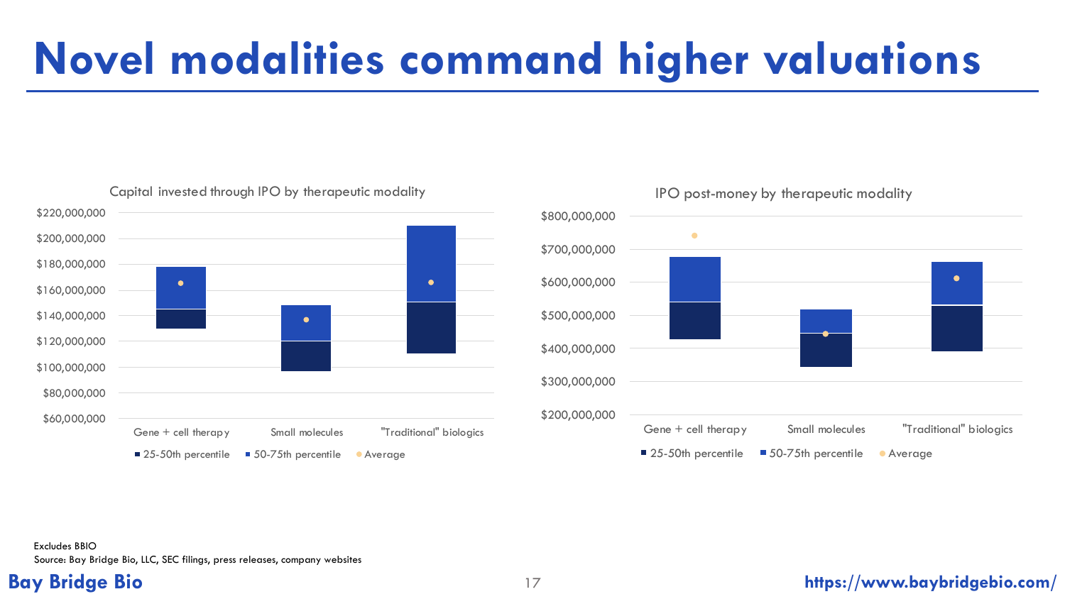# Novel modalities command higher valuations

**Capital invested through IPO by therapeutic modality**

$220,000,000
$200,000,000
$180,000,000
$160,000,000
$140,000,000
$120,000,000
$100,000,000
$80,000,000
$60,000,000

Gene + cell therapy | Small molecules | "Traditional" biologics

■ 25-50th percentile ■ 50-75th percentile ● Average

**IPO post-money by therapeutic modality**

$800,000,000
$700,000,000
$600,000,000
$500,000,000
$400,000,000
$300,000,000
$200,000,000

Gene + cell therapy | Small molecules | "Traditional" biologics

■ 25-50th percentile ■ 50-75th percentile ● Average

Excludes BBIO

Source: Bay Bridge Bio, LLC, SEC filings, press releases, company websites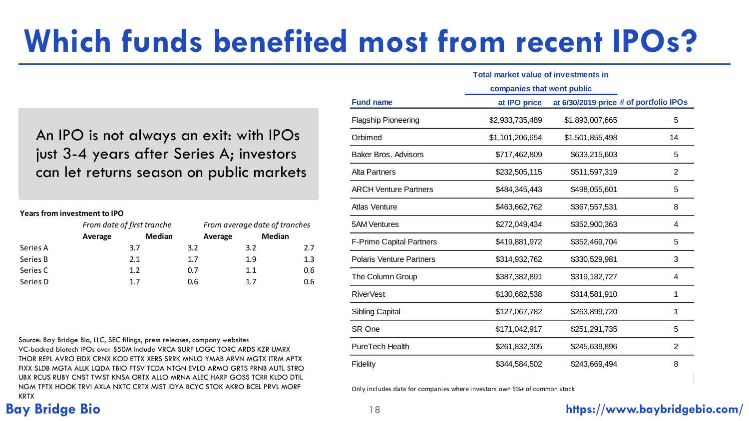# Which funds benefited most from recent IPOs?

An IPO is not always an exit: with IPOs just 3-4 years after Series A; investors can let returns season on public markets

**Years from investment to IPO**

| | *From date of first tranche* | | *From average date of tranches* | |
|---|---|---|---|---|
| | **Average** | **Median** | **Average** | **Median** |
| Series A | 3.7 | 3.2 | 3.2 | 2.7 |
| Series B | 2.1 | 1.7 | 1.9 | 1.3 |
| Series C | 1.2 | 0.7 | 1.1 | 0.6 |
| Series D | 1.7 | 0.6 | 1.7 | 0.6 |

| | Total market value of investments in companies that went public | | |
|---|---|---|---|
| **Fund name** | **at IPO price** | **at 6/30/2019 price** | **# of portfolio IPOs** |
| Flagship Pioneering | $2,933,735,489 | $1,893,007,665 | 5 |
| Orbimed | $1,101,206,654 | $1,501,855,498 | 14 |
| Baker Bros. Advisors | $717,462,809 | $633,215,603 | 5 |
| Alta Partners | $232,505,115 | $511,597,319 | 2 |
| ARCH Venture Partners | $484,345,443 | $498,055,601 | 5 |
| Atlas Venture | $463,662,762 | $367,557,531 | 8 |
| 5AM Ventures | $272,049,434 | $352,900,363 | 4 |
| F-Prime Capital Partners | $419,881,972 | $352,469,704 | 5 |
| Polaris Venture Partners | $314,932,762 | $330,529,981 | 3 |
| The Column Group | $387,382,891 | $319,182,727 | 4 |
| RiverVest | $130,682,538 | $314,581,910 | 1 |
| Sibling Capital | $127,067,782 | $263,899,720 | 1 |
| SR One | $171,042,917 | $251,291,735 | 5 |
| PureTech Health | $261,832,305 | $245,639,896 | 2 |
| Fidelity | $344,584,502 | $243,669,494 | 8 |

Only includes data for companies where investors own 5%+ of common stock

Source: Bay Bridge Bio, LLC, SEC filings, press releases, company websites
VC-backed biotech IPOs over $50M include VRCA SURF LOGC TORC ARDS KZR UMRX THOR REPL AVRO EIDX CRNX KOD ETTX XERS SRRK MNLO YMAB ARVN MGTX ITRM APTX FIXX SLDB MGTA ALLK LQDA TBIO FTSV TCDA NTGN EVLO ARMO GRTS PRNB AUTL STRO UBX RCUS RUBY CNST TWST KNSA ORTX ALLO MRNA ALEC HARP GOSS TCRR KLDO DTIL NGM TPTX HOOK TRVI AXLA NXTC CRTX MIST IDYA BCYC STOK AKRO BCEL PRVL MORF KRTX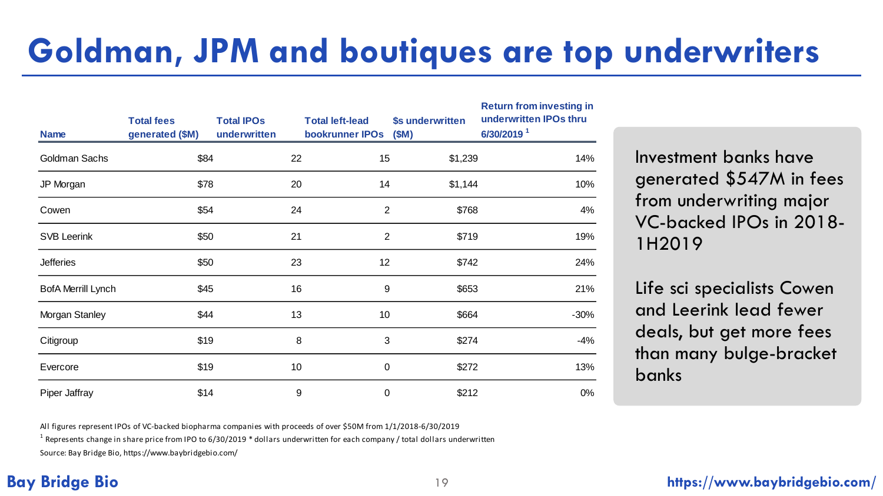# Goldman, JPM and boutiques are top underwriters

| Name | Total fees generated ($M) | Total IPOs underwritten | Total left-lead bookrunner IPOs | $s underwritten ($M) | Return from investing in underwritten IPOs thru 6/30/2019 [1] |
|---|---|---|---|---|---|
| Goldman Sachs | $84 | 22 | 15 | $1,239 | 14% |
| JP Morgan | $78 | 20 | 14 | $1,144 | 10% |
| Cowen | $54 | 24 | 2 | $768 | 4% |
| SVB Leerink | $50 | 21 | 2 | $719 | 19% |
| Jefferies | $50 | 23 | 12 | $742 | 24% |
| BofA Merrill Lynch | $45 | 16 | 9 | $653 | 21% |
| Morgan Stanley | $44 | 13 | 10 | $664 | -30% |
| Citigroup | $19 | 8 | 3 | $274 | -4% |
| Evercore | $19 | 10 | 0 | $272 | 13% |
| Piper Jaffray | $14 | 9 | 0 | $212 | 0% |

Investment banks have generated $547M in fees from underwriting major VC-backed IPOs in 2018-1H2019

Life sci specialists Cowen and Leerink lead fewer deals, but get more fees than many bulge-bracket banks

All figures represent IPOs of VC-backed biopharma companies with proceeds of over $50M from 1/1/2018-6/30/2019

[1] Represents change in share price from IPO to 6/30/2019 * dollars underwritten for each company / total dollars underwritten

Source: Bay Bridge Bio, https://www.baybridgebio.com/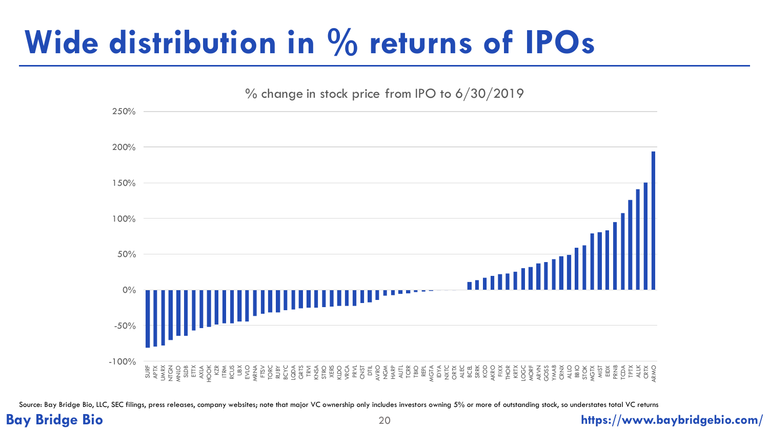# Wide distribution in % returns of IPOs

% change in stock price from IPO to 6/30/2019

Source: Bay Bridge Bio, LLC, SEC filings, press releases, company websites; note that major VC ownership only includes investors owning 5% or more of outstanding stock, so understates total VC returns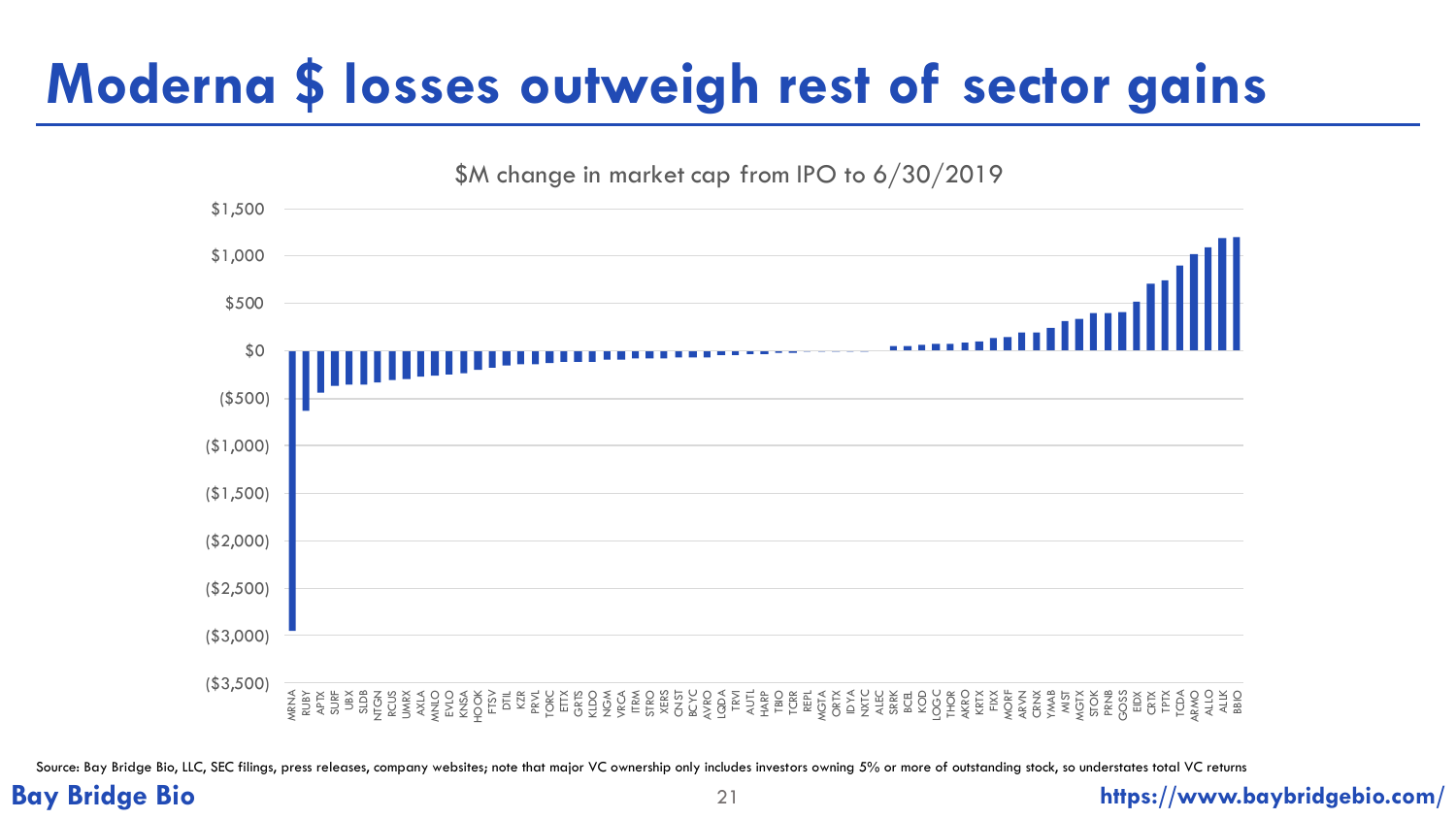# Moderna $ losses outweigh rest of sector gains

$M change in market cap from IPO to 6/30/2019

| Company | Approx. $M change |
|---|---|
| MRNA | ~(2,950) |
| RUBY | ~(630) |
| APTX | ~(440) |
| SURF | ~(370) |
| UBX | ~(360) |
| SLDB | ~(350) |
| NTGN | ~(330) |
| RCUS | ~(310) |
| UMRX | ~(300) |
| AXLA | ~(280) |
| MNLO | ~(260) |
| EVLO | ~(250) |
| KNSA | ~(230) |
| HOOK | ~(200) |
| FTSV | ~(180) |
| DTIL | ~(160) |
| KZR | ~(150) |
| PRVL | ~(140) |
| TORC | ~(130) |
| ETTX | ~(125) |
| GRTS | ~(120) |
| KLDO | ~(115) |
| NGM | ~(100) |
| VRCA | ~(95) |
| ITRM | ~(90) |
| STRO | ~(85) |
| XERS | ~(80) |
| CNST | ~(75) |
| BCYC | ~(70) |
| AVRO | ~(65) |
| LQDA | ~(60) |
| TRVI | ~(50) |
| AUTL | ~(45) |
| HARP | ~(40) |
| TBIO | ~(35) |
| TCRR | ~(30) |
| REPL | ~(15) |
| MGTA | ~(10) |
| ORTX | ~(5) |
| IDYA | ~(5) |
| NXTC | ~(5) |
| ALEC | ~0 |
| SRRK | ~50 |
| BCEL | ~50 |
| KOD | ~60 |
| LOGC | ~70 |
| THOR | ~70 |
| AKRO | ~80 |
| KRTX | ~100 |
| FIXX | ~130 |
| MORF | ~140 |
| ARVN | ~190 |
| CRNX | ~190 |
| YMAB | ~240 |
| MIST | ~310 |
| MGTX | ~330 |
| STOK | ~400 |
| PRNB | ~400 |
| GOSS | ~410 |
| EIDX | ~520 |
| CRTX | ~710 |
| TPTX | ~740 |
| TCDA | ~900 |
| ARMO | ~1,020 |
| ALLO | ~1,090 |
| ALLK | ~1,190 |
| BBIO | ~1,200 |

Source: Bay Bridge Bio, LLC, SEC filings, press releases, company websites; note that major VC ownership only includes investors owning 5% or more of outstanding stock, so understates total VC returns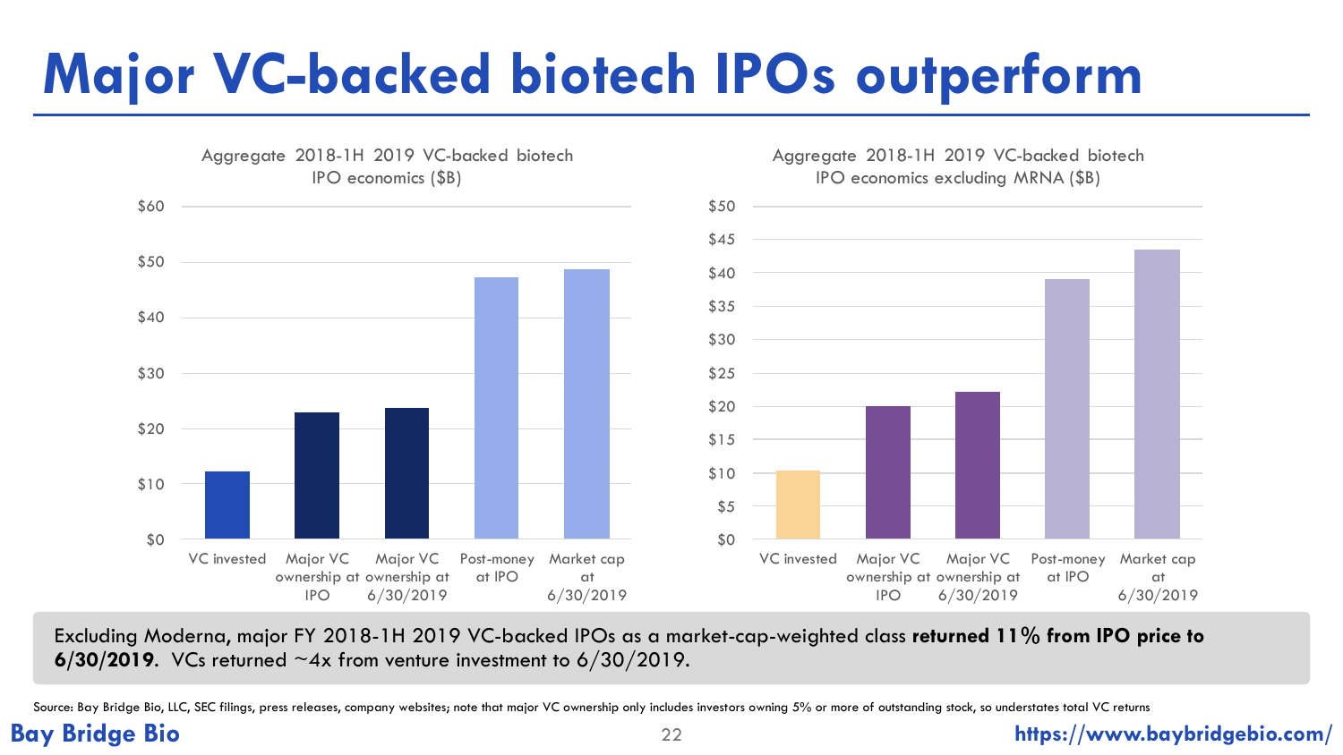# Major VC-backed biotech IPOs outperform

Aggregate 2018-1H 2019 VC-backed biotech IPO economics ($B)

| | VC invested | Major VC ownership at IPO | Major VC ownership at 6/30/2019 | Post-money at IPO | Market cap at 6/30/2019 |
|---|---|---|---|---|---|

Aggregate 2018-1H 2019 VC-backed biotech IPO economics excluding MRNA ($B)

| | VC invested | Major VC ownership at IPO | Major VC ownership at 6/30/2019 | Post-money at IPO | Market cap at 6/30/2019 |
|---|---|---|---|---|---|

Excluding Moderna, major FY 2018-1H 2019 VC-backed IPOs as a market-cap-weighted class **returned 11% from IPO price to 6/30/2019**. VCs returned ~4x from venture investment to 6/30/2019.

Source: Bay Bridge Bio, LLC, SEC filings, press releases, company websites; note that major VC ownership only includes investors owning 5% or more of outstanding stock, so understates total VC returns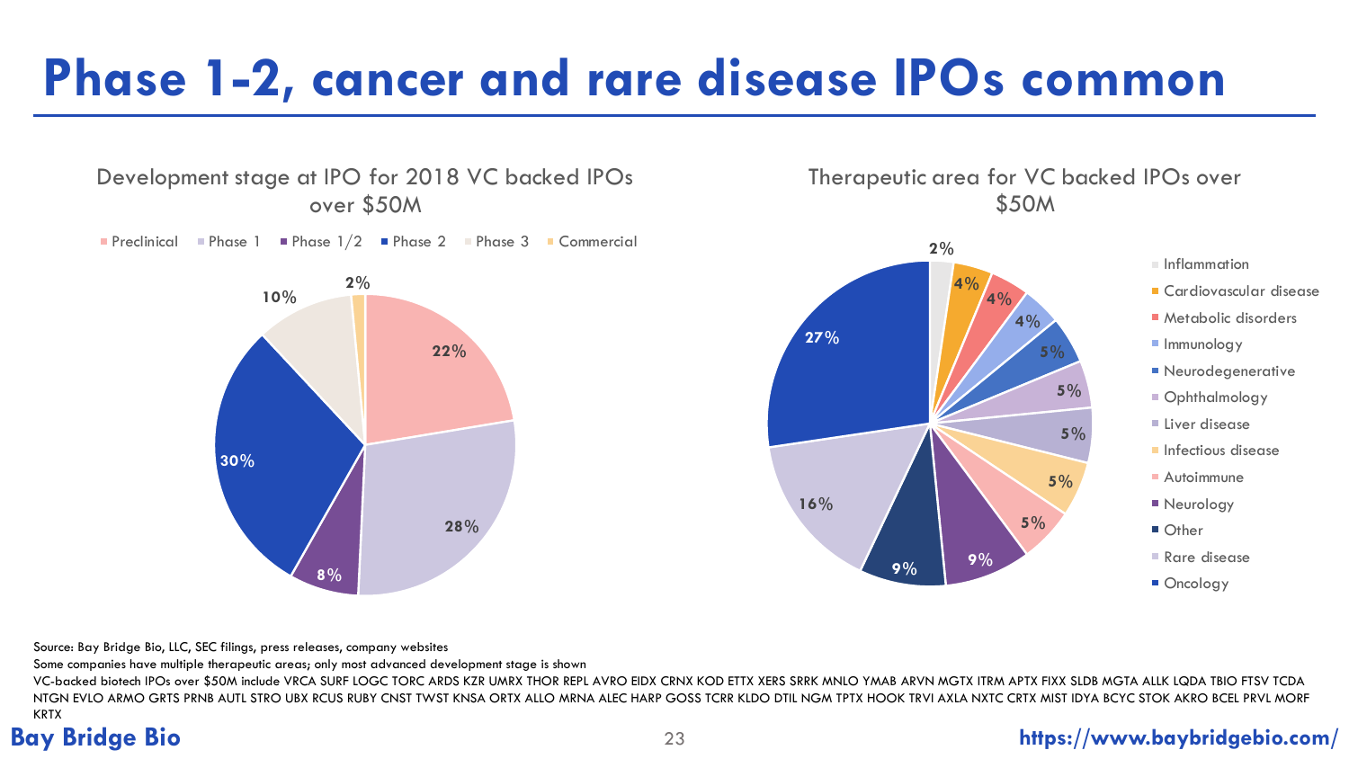# Phase 1-2, cancer and rare disease IPOs common

## Development stage at IPO for 2018 VC backed IPOs over $50M

| Development stage | Share |
| --- | --- |
| Preclinical | 22% |
| Phase 1 | 28% |
| Phase 1/2 | 8% |
| Phase 2 | 30% |
| Phase 3 | 10% |
| Commercial | 2% |

## Therapeutic area for VC backed IPOs over $50M

| Therapeutic area | Share |
| --- | --- |
| Inflammation | 2% |
| Cardiovascular disease | 4% |
| Metabolic disorders | 4% |
| Immunology | 4% |
| Neurodegenerative | 5% |
| Ophthalmology | 5% |
| Liver disease | 5% |
| Infectious disease | 5% |
| Autoimmune | 5% |
| Neurology | 9% |
| Other | 9% |
| Rare disease | 16% |
| Oncology | 27% |

Source: Bay Bridge Bio, LLC, SEC filings, press releases, company websites

Some companies have multiple therapeutic areas; only most advanced development stage is shown

VC-backed biotech IPOs over $50M include VRCA SURF LOGC TORC ARDS KZR UMRX THOR REPL AVRO EIDX CRNX KOD ETTX XERS SRRK MNLO YMAB ARVN MGTX ITRM APTX FIXX SLDB MGTA ALLK LQDA TBIO FTSV TCDA NTGN EVLO ARMO GRTS PRNB AUTL STRO UBX RCUS RUBY CNST TWST KNSA ORTX ALLO MRNA ALEC HARP GOSS TCRR KLDO DTIL NGM TPTX HOOK TRVI AXLA NXTC CRTX MIST IDYA BCYC STOK AKRO BCEL PRVL MORF KRTX

Bay Bridge Bio — https://www.baybridgebio.com/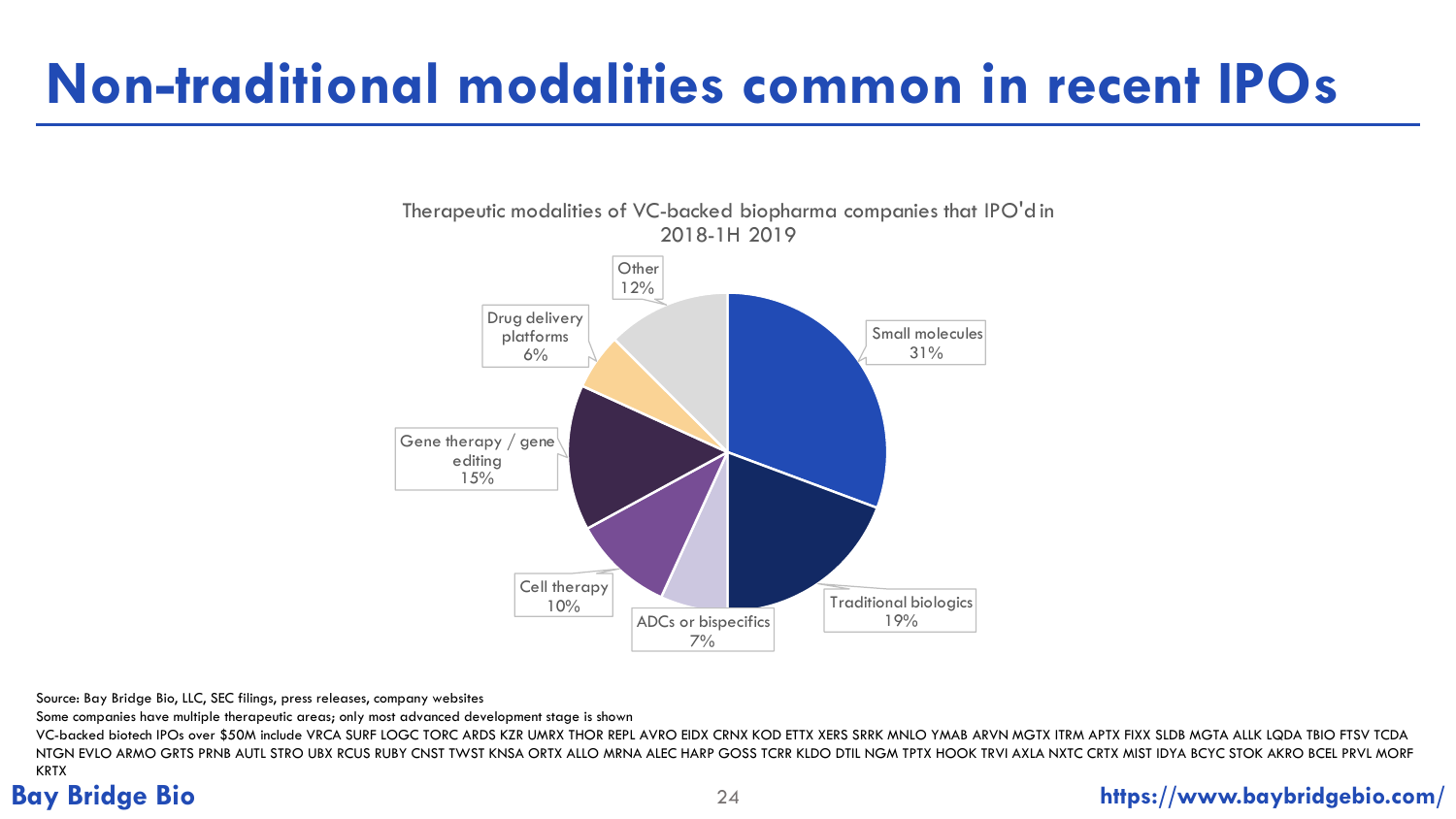# Non-traditional modalities common in recent IPOs

Therapeutic modalities of VC-backed biopharma companies that IPO'd in 2018-1H 2019

| Modality | Share |
|---|---|
| Small molecules | 31% |
| Traditional biologics | 19% |
| ADCs or bispecifics | 7% |
| Cell therapy | 10% |
| Gene therapy / gene editing | 15% |
| Drug delivery platforms | 6% |
| Other | 12% |

Source: Bay Bridge Bio, LLC, SEC filings, press releases, company websites

Some companies have multiple therapeutic areas; only most advanced development stage is shown

VC-backed biotech IPOs over $50M include VRCA SURF LOGC TORC ARDS KZR UMRX THOR REPL AVRO EIDX CRNX KOD ETTX XERS SRRK MNLO YMAB ARVN MGTX ITRM APTX FIXX SLDB MGTA ALLK LQDA TBIO FTSV TCDA NTGN EVLO ARMO GRTS PRNB AUTL STRO UBX RCUS RUBY CNST TWST KNSA ORTX ALLO MRNA ALEC HARP GOSS TCRR KLDO DTIL NGM TPTX HOOK TRVI AXLA NXTC CRTX MIST IDYA BCYC STOK AKRO BCEL PRVL MORF KRTX

Bay Bridge Bio

https://www.baybridgebio.com/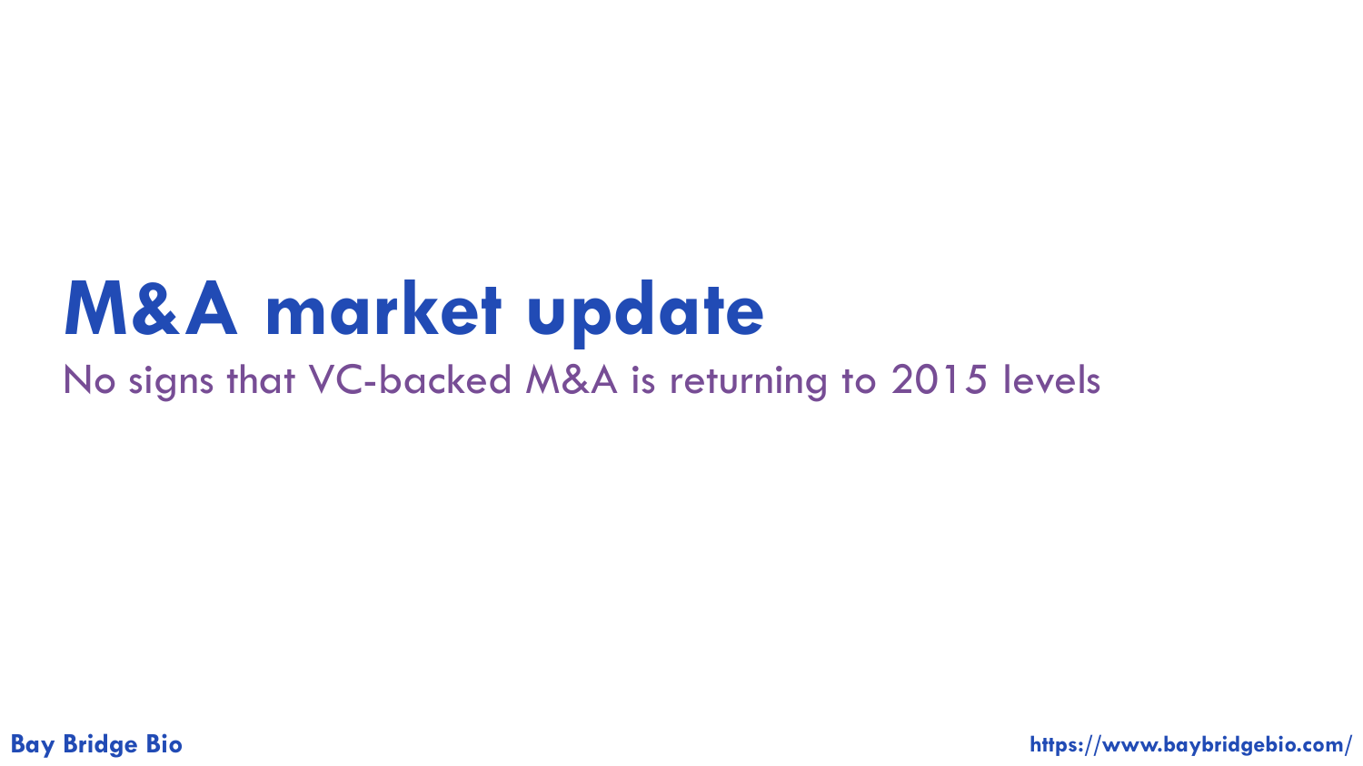# M&A market update

No signs that VC-backed M&A is returning to 2015 levels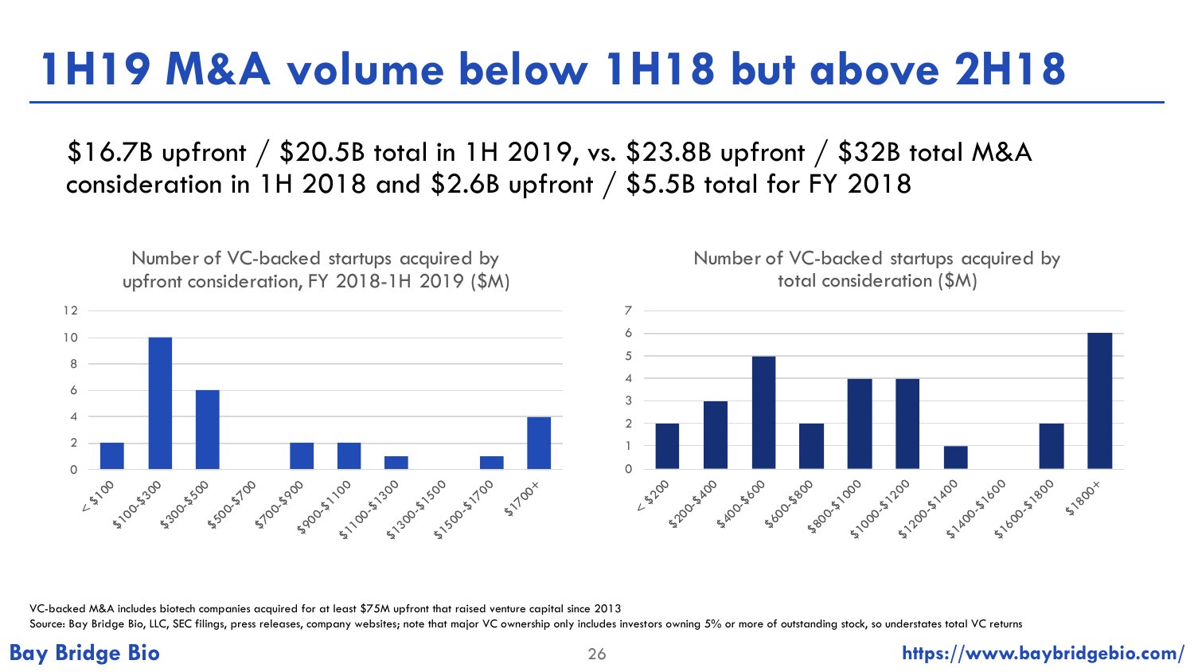# 1H19 M&A volume below 1H18 but above 2H18

$16.7B upfront / $20.5B total in 1H 2019, vs. $23.8B upfront / $32B total M&A consideration in 1H 2018 and $2.6B upfront / $5.5B total for FY 2018

**Number of VC-backed startups acquired by upfront consideration, FY 2018-1H 2019 ($M)**

| Upfront consideration ($M) | Number of startups |
|---|---|
| < $100 | 2 |
| $100-$300 | 10 |
| $300-$500 | 6 |
| $500-$700 | 0 |
| $700-$900 | 2 |
| $900-$1100 | 2 |
| $1100-$1300 | 1 |
| $1300-$1500 | 0 |
| $1500-$1700 | 1 |
| $1700+ | 4 |

**Number of VC-backed startups acquired by total consideration ($M)**

| Total consideration ($M) | Number of startups |
|---|---|
| < $200 | 2 |
| $200-$400 | 3 |
| $400-$600 | 5 |
| $600-$800 | 2 |
| $800-$1000 | 4 |
| $1000-$1200 | 4 |
| $1200-$1400 | 1 |
| $1400-$1600 | 0 |
| $1600-$1800 | 2 |
| $1800+ | 6 |

VC-backed M&A includes biotech companies acquired for at least $75M upfront that raised venture capital since 2013

Source: Bay Bridge Bio, LLC, SEC filings, press releases, company websites; note that major VC ownership only includes investors owning 5% or more of outstanding stock, so understates total VC returns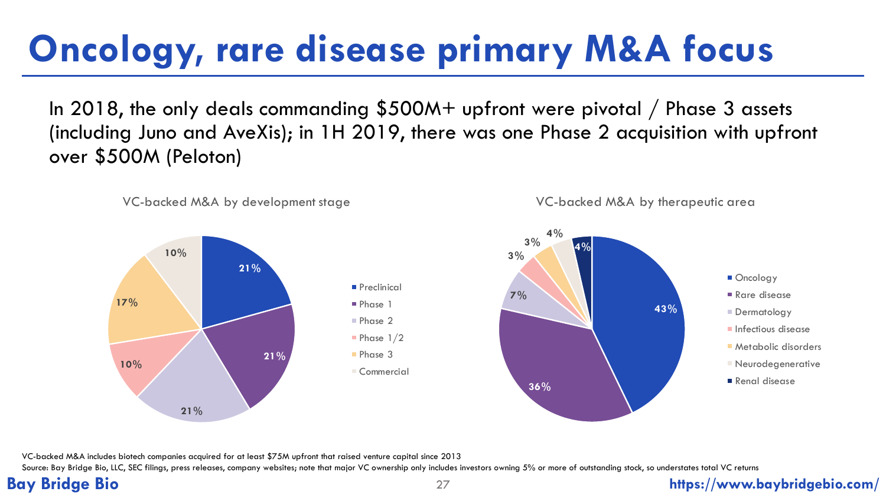# Oncology, rare disease primary M&A focus

In 2018, the only deals commanding $500M+ upfront were pivotal / Phase 3 assets (including Juno and AveXis); in 1H 2019, there was one Phase 2 acquisition with upfront over $500M (Peloton)

**VC-backed M&A by development stage**

| Stage | Share |
|---|---|
| Preclinical | 21% |
| Phase 1 | 21% |
| Phase 2 | 21% |
| Phase 1/2 | 10% |
| Phase 3 | 17% |
| Commercial | 10% |

**VC-backed M&A by therapeutic area**

| Therapeutic area | Share |
|---|---|
| Oncology | 43% |
| Rare disease | 36% |
| Dermatology | 7% |
| Infectious disease | 3% |
| Metabolic disorders | 3% |
| Neurodegenerative | 4% |
| Renal disease | 4% |

VC-backed M&A includes biotech companies acquired for at least $75M upfront that raised venture capital since 2013

Source: Bay Bridge Bio, LLC, SEC filings, press releases, company websites; note that major VC ownership only includes investors owning 5% or more of outstanding stock, so understates total VC returns

Bay Bridge Bio https://www.baybridgebio.com/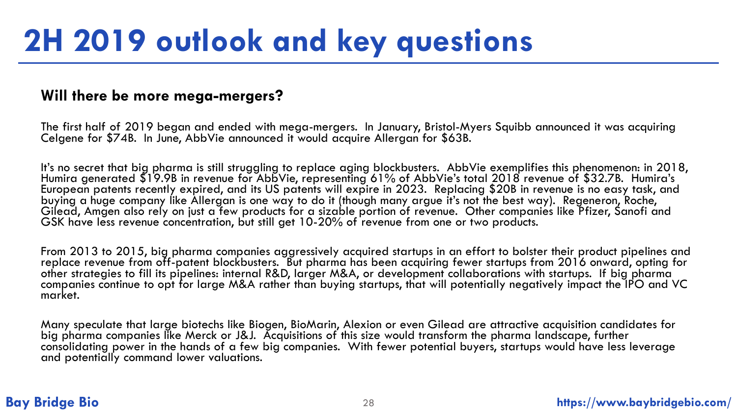# 2H 2019 outlook and key questions

### Will there be more mega-mergers?

The first half of 2019 began and ended with mega-mergers. In January, Bristol-Myers Squibb announced it was acquiring Celgene for $74B. In June, AbbVie announced it would acquire Allergan for $63B.

It's no secret that big pharma is still struggling to replace aging blockbusters. AbbVie exemplifies this phenomenon: in 2018, Humira generated $19.9B in revenue for AbbVie, representing 61% of AbbVie's total 2018 revenue of $32.7B. Humira's European patents recently expired, and its US patents will expire in 2023. Replacing $20B in revenue is no easy task, and buying a huge company like Allergan is one way to do it (though many argue it's not the best way). Regeneron, Roche, Gilead, Amgen also rely on just a few products for a sizable portion of revenue. Other companies like Pfizer, Sanofi and GSK have less revenue concentration, but still get 10-20% of revenue from one or two products.

From 2013 to 2015, big pharma companies aggressively acquired startups in an effort to bolster their product pipelines and replace revenue from off-patent blockbusters. But pharma has been acquiring fewer startups from 2016 onward, opting for other strategies to fill its pipelines: internal R&D, larger M&A, or development collaborations with startups. If big pharma companies continue to opt for large M&A rather than buying startups, that will potentially negatively impact the IPO and VC market.

Many speculate that large biotechs like Biogen, BioMarin, Alexion or even Gilead are attractive acquisition candidates for big pharma companies like Merck or J&J. Acquisitions of this size would transform the pharma landscape, further consolidating power in the hands of a few big companies. With fewer potential buyers, startups would have less leverage and potentially command lower valuations.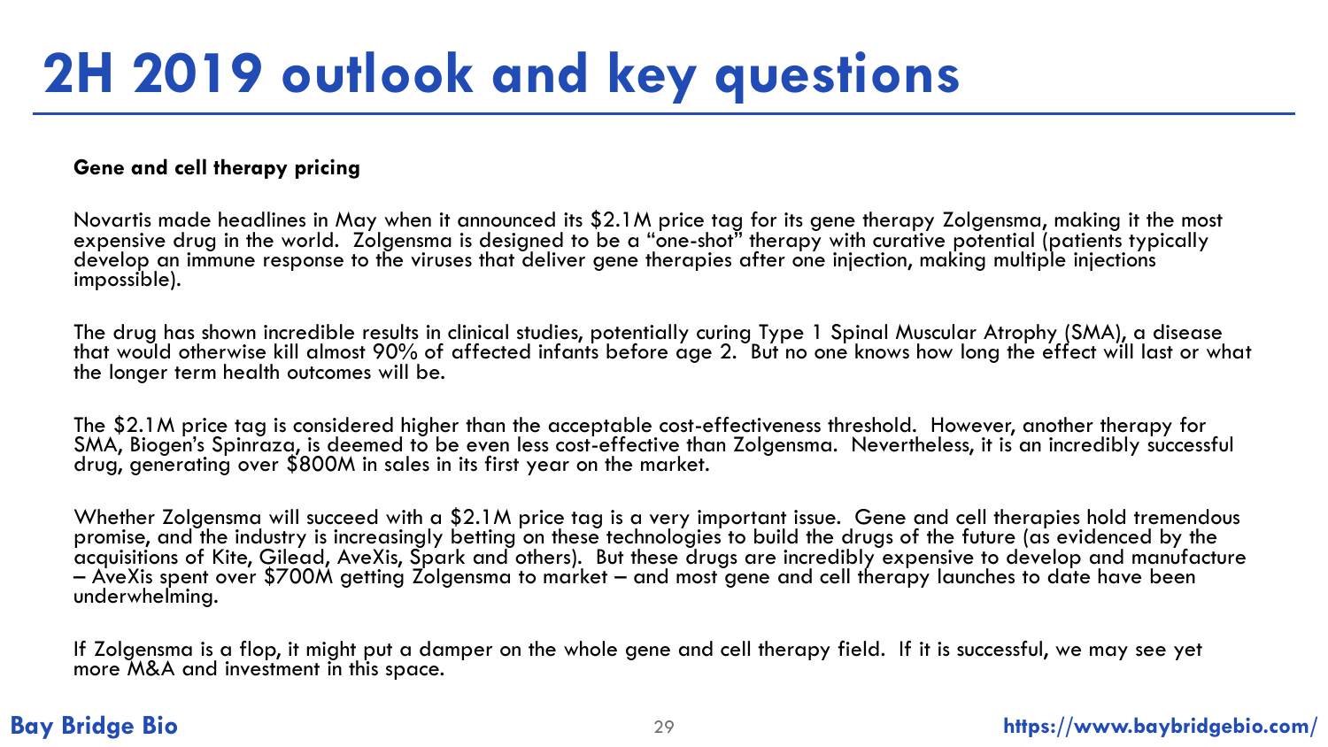# 2H 2019 outlook and key questions

**Gene and cell therapy pricing**

Novartis made headlines in May when it announced its $2.1M price tag for its gene therapy Zolgensma, making it the most expensive drug in the world. Zolgensma is designed to be a "one-shot" therapy with curative potential (patients typically develop an immune response to the viruses that deliver gene therapies after one injection, making multiple injections impossible).

The drug has shown incredible results in clinical studies, potentially curing Type 1 Spinal Muscular Atrophy (SMA), a disease that would otherwise kill almost 90% of affected infants before age 2. But no one knows how long the effect will last or what the longer term health outcomes will be.

The $2.1M price tag is considered higher than the acceptable cost-effectiveness threshold. However, another therapy for SMA, Biogen's Spinraza, is deemed to be even less cost-effective than Zolgensma. Nevertheless, it is an incredibly successful drug, generating over $800M in sales in its first year on the market.

Whether Zolgensma will succeed with a $2.1M price tag is a very important issue. Gene and cell therapies hold tremendous promise, and the industry is increasingly betting on these technologies to build the drugs of the future (as evidenced by the acquisitions of Kite, Gilead, AveXis, Spark and others). But these drugs are incredibly expensive to develop and manufacture – AveXis spent over $700M getting Zolgensma to market – and most gene and cell therapy launches to date have been underwhelming.

If Zolgensma is a flop, it might put a damper on the whole gene and cell therapy field. If it is successful, we may see yet more M&A and investment in this space.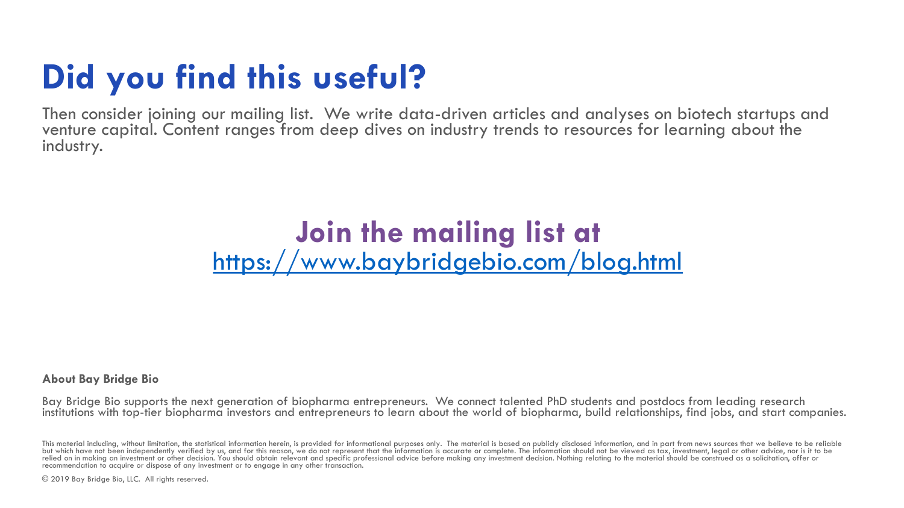# Did you find this useful?

Then consider joining our mailing list. We write data-driven articles and analyses on biotech startups and venture capital. Content ranges from deep dives on industry trends to resources for learning about the industry.

## Join the mailing list at

https://www.baybridgebio.com/blog.html

**About Bay Bridge Bio**

Bay Bridge Bio supports the next generation of biopharma entrepreneurs. We connect talented PhD students and postdocs from leading research institutions with top-tier biopharma investors and entrepreneurs to learn about the world of biopharma, build relationships, find jobs, and start companies.

This material including, without limitation, the statistical information herein, is provided for informational purposes only. The material is based on publicly disclosed information, and in part from news sources that we believe to be reliable but which have not been independently verified by us, and for this reason, we do not represent that the information is accurate or complete. The information should not be viewed as tax, investment, legal or other advice, nor is it to be relied on in making an investment or other decision. You should obtain relevant and specific professional advice before making any investment decision. Nothing relating to the material should be construed as a solicitation, offer or recommendation to acquire or dispose of any investment or to engage in any other transaction.

© 2019 Bay Bridge Bio, LLC. All rights reserved.